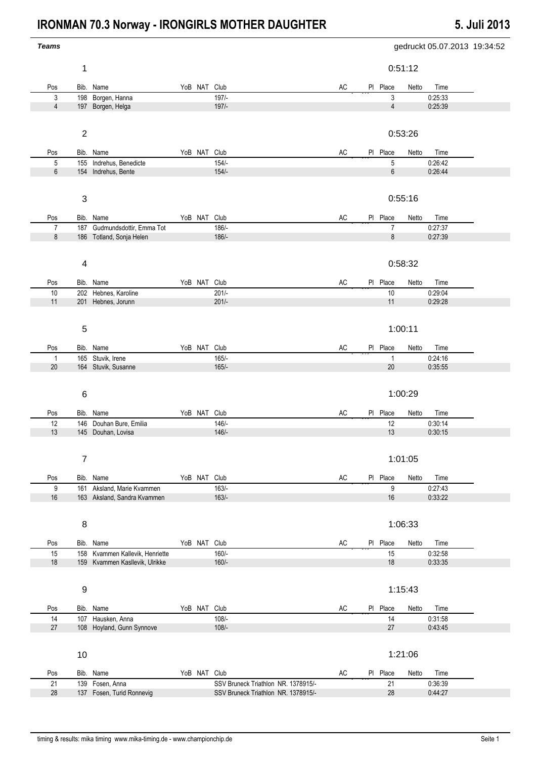# IRONMAN 70.3 Norway - IRONGIRLS MOTHER DAUGHTER

5. Juli 2013

***Teams***

gedruckt 05.07.2013 19:34:52

## 1 — 0:51:12

| Pos | Bib. | Name | YoB | NAT | Club | AC | Pl | Place | Netto | Time |
|---|---|---|---|---|---|---|---|---|---|---|
| 3 | 198 | Borgen, Hanna | | | 197/- | | | 3 | | 0:25:33 |
| 4 | 197 | Borgen, Helga | | | 197/- | | | 4 | | 0:25:39 |

## 2 — 0:53:26

| Pos | Bib. | Name | YoB | NAT | Club | AC | Pl | Place | Netto | Time |
|---|---|---|---|---|---|---|---|---|---|---|
| 5 | 155 | Indrehus, Benedicte | | | 154/- | | | 5 | | 0:26:42 |
| 6 | 154 | Indrehus, Bente | | | 154/- | | | 6 | | 0:26:44 |

## 3 — 0:55:16

| Pos | Bib. | Name | YoB | NAT | Club | AC | Pl | Place | Netto | Time |
|---|---|---|---|---|---|---|---|---|---|---|
| 7 | 187 | Gudmundsdottir, Emma Tot | | | 186/- | | | 7 | | 0:27:37 |
| 8 | 186 | Totland, Sonja Helen | | | 186/- | | | 8 | | 0:27:39 |

## 4 — 0:58:32

| Pos | Bib. | Name | YoB | NAT | Club | AC | Pl | Place | Netto | Time |
|---|---|---|---|---|---|---|---|---|---|---|
| 10 | 202 | Hebnes, Karoline | | | 201/- | | | 10 | | 0:29:04 |
| 11 | 201 | Hebnes, Jorunn | | | 201/- | | | 11 | | 0:29:28 |

## 5 — 1:00:11

| Pos | Bib. | Name | YoB | NAT | Club | AC | Pl | Place | Netto | Time |
|---|---|---|---|---|---|---|---|---|---|---|
| 1 | 165 | Stuvik, Irene | | | 165/- | | | 1 | | 0:24:16 |
| 20 | 164 | Stuvik, Susanne | | | 165/- | | | 20 | | 0:35:55 |

## 6 — 1:00:29

| Pos | Bib. | Name | YoB | NAT | Club | AC | Pl | Place | Netto | Time |
|---|---|---|---|---|---|---|---|---|---|---|
| 12 | 146 | Douhan Bure, Emilia | | | 146/- | | | 12 | | 0:30:14 |
| 13 | 145 | Douhan, Lovisa | | | 146/- | | | 13 | | 0:30:15 |

## 7 — 1:01:05

| Pos | Bib. | Name | YoB | NAT | Club | AC | Pl | Place | Netto | Time |
|---|---|---|---|---|---|---|---|---|---|---|
| 9 | 161 | Aksland, Marie Kvammen | | | 163/- | | | 9 | | 0:27:43 |
| 16 | 163 | Aksland, Sandra Kvammen | | | 163/- | | | 16 | | 0:33:22 |

## 8 — 1:06:33

| Pos | Bib. | Name | YoB | NAT | Club | AC | Pl | Place | Netto | Time |
|---|---|---|---|---|---|---|---|---|---|---|
| 15 | 158 | Kvammen Kallevik, Henriette | | | 160/- | | | 15 | | 0:32:58 |
| 18 | 159 | Kvammen Kasllevik, Ulrikke | | | 160/- | | | 18 | | 0:33:35 |

## 9 — 1:15:43

| Pos | Bib. | Name | YoB | NAT | Club | AC | Pl | Place | Netto | Time |
|---|---|---|---|---|---|---|---|---|---|---|
| 14 | 107 | Hausken, Anna | | | 108/- | | | 14 | | 0:31:58 |
| 27 | 108 | Hoyland, Gunn Synnove | | | 108/- | | | 27 | | 0:43:45 |

## 10 — 1:21:06

| Pos | Bib. | Name | YoB | NAT | Club | AC | Pl | Place | Netto | Time |
|---|---|---|---|---|---|---|---|---|---|---|
| 21 | 139 | Fosen, Anna | | | SSV Bruneck Triathlon NR. 1378915/- | | | 21 | | 0:36:39 |
| 28 | 137 | Fosen, Turid Ronnevig | | | SSV Bruneck Triathlon NR. 1378915/- | | | 28 | | 0:44:27 |

timing & results: mika timing www.mika-timing.de - www.championchip.de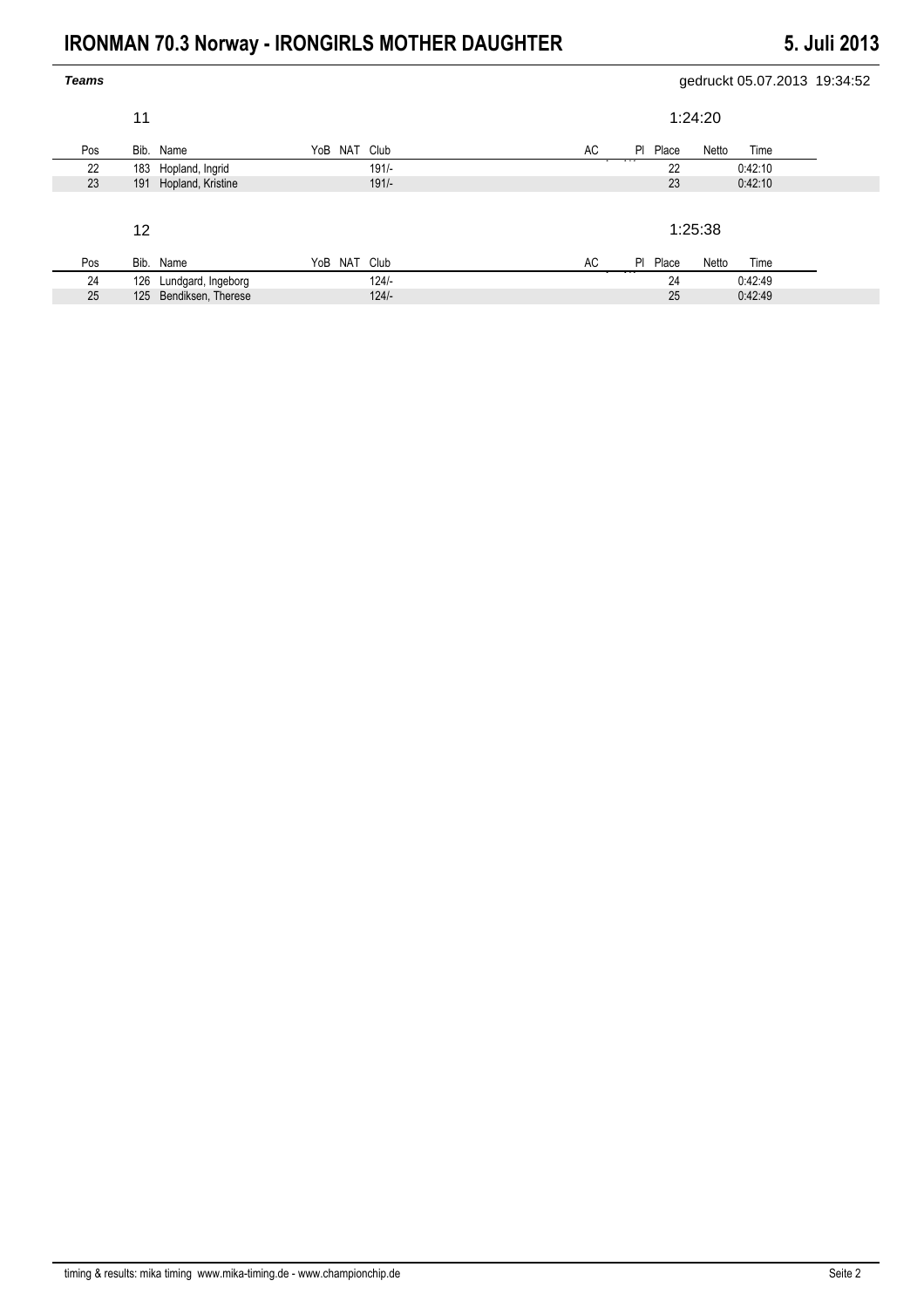*Teams*

gedruckt 05.07.2013 19:34:52

11 — 1:24:20

| Pos | Bib. | Name | YoB | NAT | Club | AC | Pl | Place | Netto | Time |
|---|---|---|---|---|---|---|---|---|---|---|
| 22 | 183 | Hopland, Ingrid | | | 191/- | | | 22 | | 0:42:10 |
| 23 | 191 | Hopland, Kristine | | | 191/- | | | 23 | | 0:42:10 |

12 — 1:25:38

| Pos | Bib. | Name | YoB | NAT | Club | AC | Pl | Place | Netto | Time |
|---|---|---|---|---|---|---|---|---|---|---|
| 24 | 126 | Lundgard, Ingeborg | | | 124/- | | | 24 | | 0:42:49 |
| 25 | 125 | Bendiksen, Therese | | | 124/- | | | 25 | | 0:42:49 |